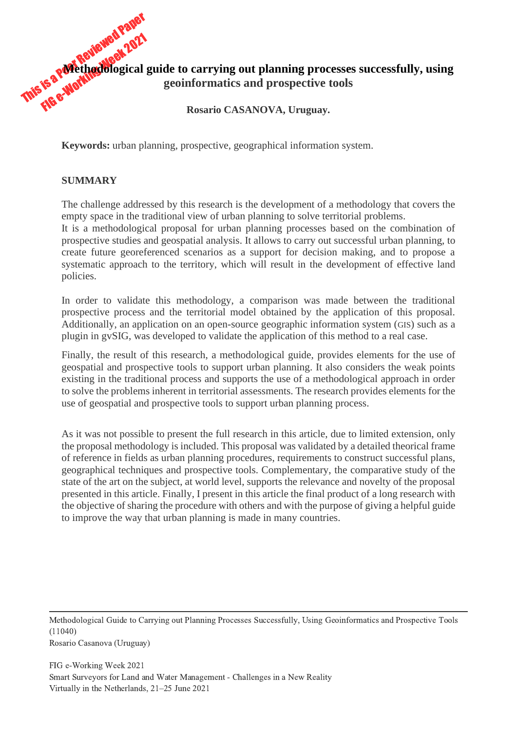# Methodological guide to carrying out planning processes successfully, using geoinformatics and prospective tools

**Rosario CASANOVA, Uruguay.**

**Keywords:** urban planning, prospective, geographical information system.

## SUMMARY

The challenge addressed by this research is the development of a methodology that covers the empty space in the traditional view of urban planning to solve territorial problems.
It is a methodological proposal for urban planning processes based on the combination of prospective studies and geospatial analysis. It allows to carry out successful urban planning, to create future georeferenced scenarios as a support for decision making, and to propose a systematic approach to the territory, which will result in the development of effective land policies.

In order to validate this methodology, a comparison was made between the traditional prospective process and the territorial model obtained by the application of this proposal. Additionally, an application on an open-source geographic information system (GIS) such as a plugin in gvSIG, was developed to validate the application of this method to a real case.

Finally, the result of this research, a methodological guide, provides elements for the use of geospatial and prospective tools to support urban planning. It also considers the weak points existing in the traditional process and supports the use of a methodological approach in order to solve the problems inherent in territorial assessments. The research provides elements for the use of geospatial and prospective tools to support urban planning process.

As it was not possible to present the full research in this article, due to limited extension, only the proposal methodology is included. This proposal was validated by a detailed theorical frame of reference in fields as urban planning procedures, requirements to construct successful plans, geographical techniques and prospective tools. Complementary, the comparative study of the state of the art on the subject, at world level, supports the relevance and novelty of the proposal presented in this article. Finally, I present in this article the final product of a long research with the objective of sharing the procedure with others and with the purpose of giving a helpful guide to improve the way that urban planning is made in many countries.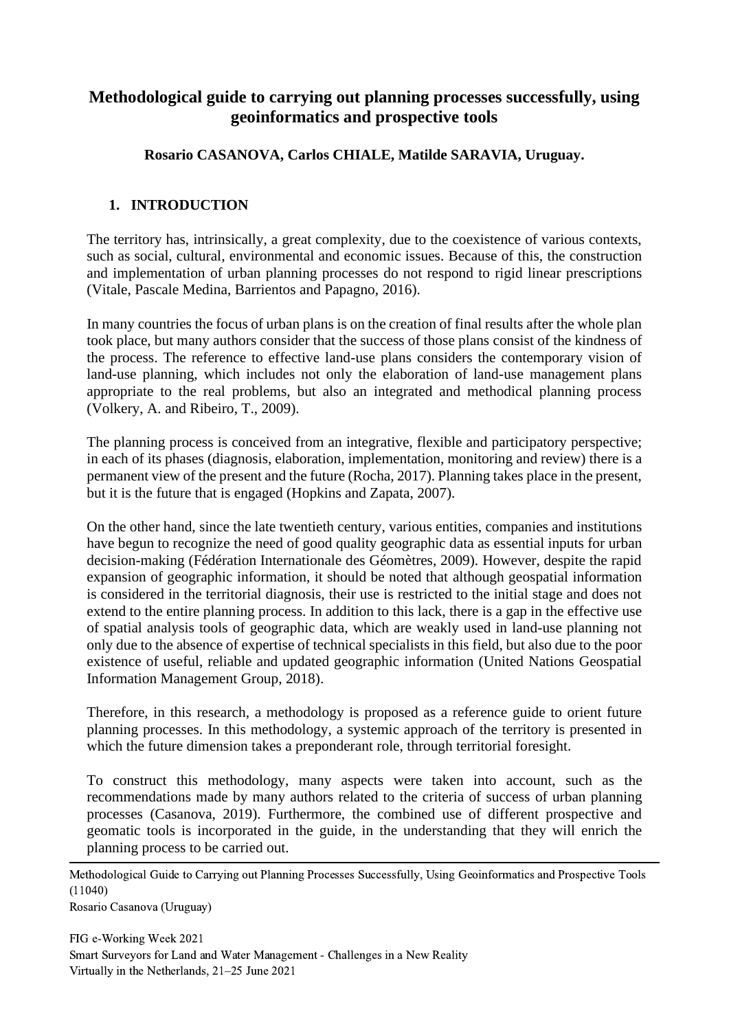# Methodological guide to carrying out planning processes successfully, using geoinformatics and prospective tools

**Rosario CASANOVA, Carlos CHIALE, Matilde SARAVIA, Uruguay.**

## 1. INTRODUCTION

The territory has, intrinsically, a great complexity, due to the coexistence of various contexts, such as social, cultural, environmental and economic issues. Because of this, the construction and implementation of urban planning processes do not respond to rigid linear prescriptions (Vitale, Pascale Medina, Barrientos and Papagno, 2016).

In many countries the focus of urban plans is on the creation of final results after the whole plan took place, but many authors consider that the success of those plans consist of the kindness of the process. The reference to effective land-use plans considers the contemporary vision of land-use planning, which includes not only the elaboration of land-use management plans appropriate to the real problems, but also an integrated and methodical planning process (Volkery, A. and Ribeiro, T., 2009).

The planning process is conceived from an integrative, flexible and participatory perspective; in each of its phases (diagnosis, elaboration, implementation, monitoring and review) there is a permanent view of the present and the future (Rocha, 2017). Planning takes place in the present, but it is the future that is engaged (Hopkins and Zapata, 2007).

On the other hand, since the late twentieth century, various entities, companies and institutions have begun to recognize the need of good quality geographic data as essential inputs for urban decision-making (Fédération Internationale des Géomètres, 2009). However, despite the rapid expansion of geographic information, it should be noted that although geospatial information is considered in the territorial diagnosis, their use is restricted to the initial stage and does not extend to the entire planning process. In addition to this lack, there is a gap in the effective use of spatial analysis tools of geographic data, which are weakly used in land-use planning not only due to the absence of expertise of technical specialists in this field, but also due to the poor existence of useful, reliable and updated geographic information (United Nations Geospatial Information Management Group, 2018).

Therefore, in this research, a methodology is proposed as a reference guide to orient future planning processes. In this methodology, a systemic approach of the territory is presented in which the future dimension takes a preponderant role, through territorial foresight.

To construct this methodology, many aspects were taken into account, such as the recommendations made by many authors related to the criteria of success of urban planning processes (Casanova, 2019). Furthermore, the combined use of different prospective and geomatic tools is incorporated in the guide, in the understanding that they will enrich the planning process to be carried out.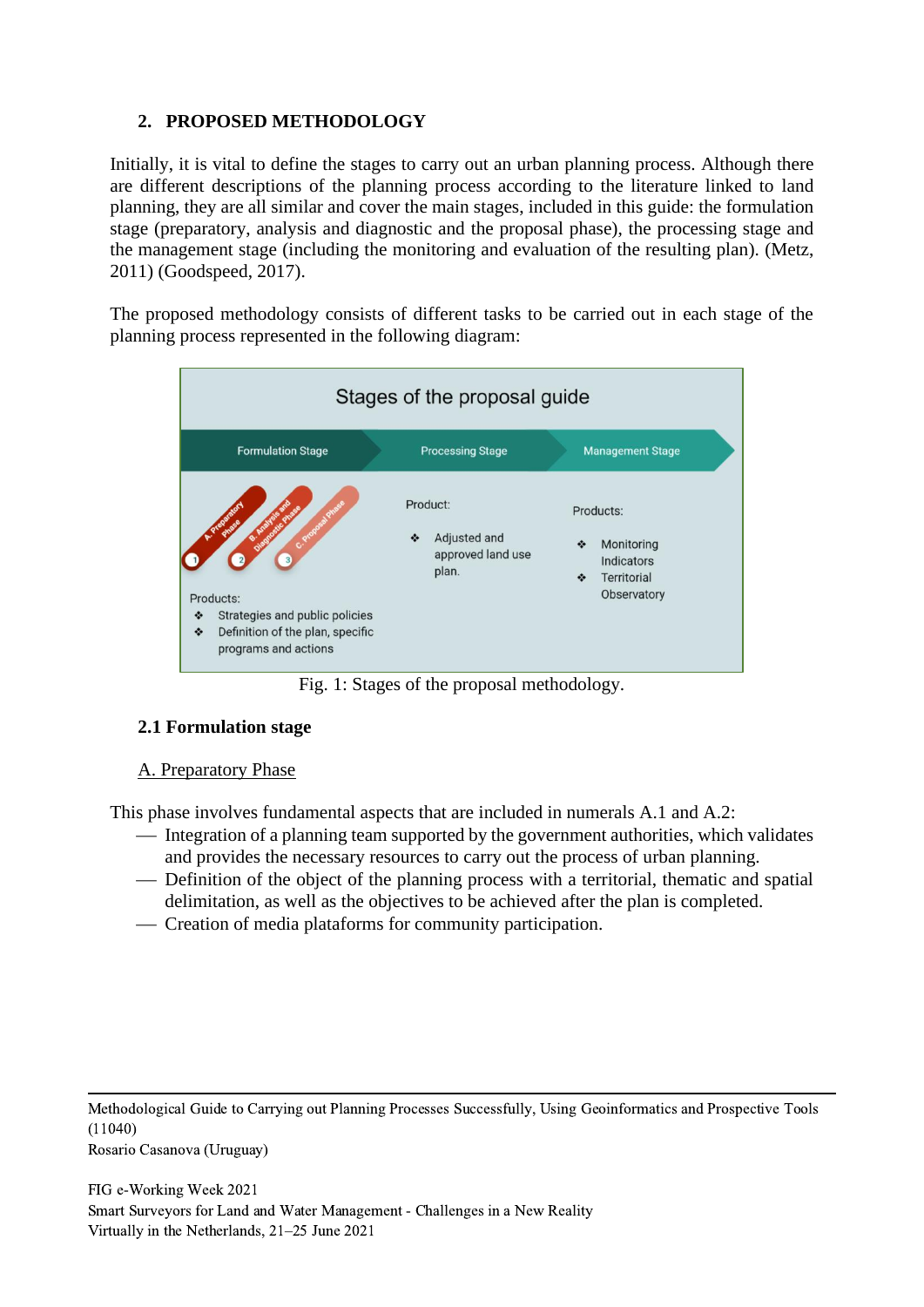## 2. PROPOSED METHODOLOGY

Initially, it is vital to define the stages to carry out an urban planning process. Although there are different descriptions of the planning process according to the literature linked to land planning, they are all similar and cover the main stages, included in this guide: the formulation stage (preparatory, analysis and diagnostic and the proposal phase), the processing stage and the management stage (including the monitoring and evaluation of the resulting plan). (Metz, 2011) (Goodspeed, 2017).

The proposed methodology consists of different tasks to be carried out in each stage of the planning process represented in the following diagram:

Stages of the proposal guide

| Formulation Stage | Processing Stage | Management Stage |
| --- | --- | --- |
| 1 A. Preparatory Phase<br>2 B. Analysis and Diagnostic Phase<br>3 C. Proposal Phase<br><br>Products:<br>❖ Strategies and public policies<br>❖ Definition of the plan, specific programs and actions | Product:<br>❖ Adjusted and approved land use plan. | Products:<br>❖ Monitoring Indicators<br>❖ Territorial Observatory |

Fig. 1: Stages of the proposal methodology.

### 2.1 Formulation stage

A. Preparatory Phase

This phase involves fundamental aspects that are included in numerals A.1 and A.2:

- Integration of a planning team supported by the government authorities, which validates and provides the necessary resources to carry out the process of urban planning.
- Definition of the object of the planning process with a territorial, thematic and spatial delimitation, as well as the objectives to be achieved after the plan is completed.
- Creation of media plataforms for community participation.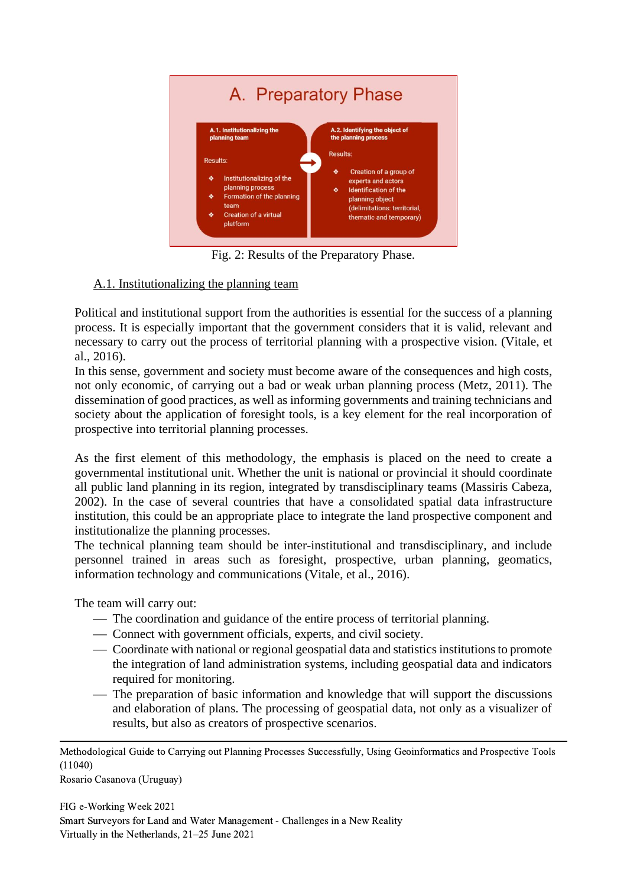A. Preparatory Phase

**A.1. Institutionalizing the planning team**

Results:

- Institutionalizing of the planning process
- Formation of the planning team
- Creation of a virtual platform

**A.2. Identifying the object of the planning process**

Results:

- Creation of a group of experts and actors
- Identification of the planning object (delimitations: territorial, thematic and temporary)

Fig. 2: Results of the Preparatory Phase.

### A.1. Institutionalizing the planning team

Political and institutional support from the authorities is essential for the success of a planning process. It is especially important that the government considers that it is valid, relevant and necessary to carry out the process of territorial planning with a prospective vision. (Vitale, et al., 2016).

In this sense, government and society must become aware of the consequences and high costs, not only economic, of carrying out a bad or weak urban planning process (Metz, 2011). The dissemination of good practices, as well as informing governments and training technicians and society about the application of foresight tools, is a key element for the real incorporation of prospective into territorial planning processes.

As the first element of this methodology, the emphasis is placed on the need to create a governmental institutional unit. Whether the unit is national or provincial it should coordinate all public land planning in its region, integrated by transdisciplinary teams (Massiris Cabeza, 2002). In the case of several countries that have a consolidated spatial data infrastructure institution, this could be an appropriate place to integrate the land prospective component and institutionalize the planning processes.

The technical planning team should be inter-institutional and transdisciplinary, and include personnel trained in areas such as foresight, prospective, urban planning, geomatics, information technology and communications (Vitale, et al., 2016).

The team will carry out:

- The coordination and guidance of the entire process of territorial planning.
- Connect with government officials, experts, and civil society.
- Coordinate with national or regional geospatial data and statistics institutions to promote the integration of land administration systems, including geospatial data and indicators required for monitoring.
- The preparation of basic information and knowledge that will support the discussions and elaboration of plans. The processing of geospatial data, not only as a visualizer of results, but also as creators of prospective scenarios.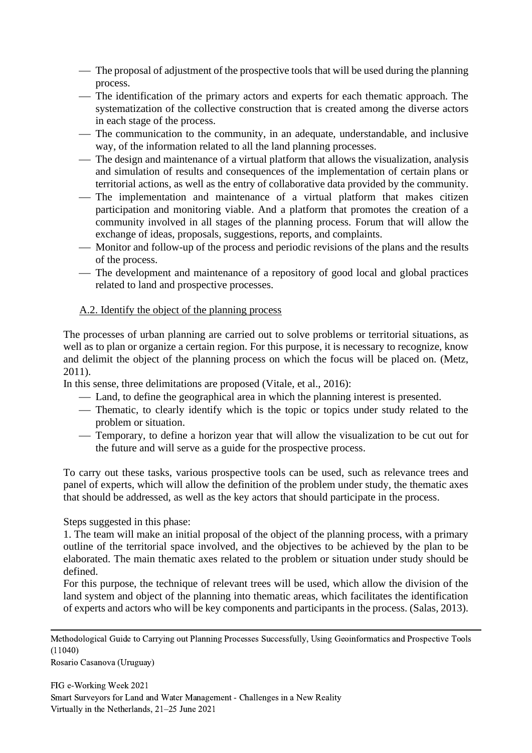- The proposal of adjustment of the prospective tools that will be used during the planning process.
- The identification of the primary actors and experts for each thematic approach. The systematization of the collective construction that is created among the diverse actors in each stage of the process.
- The communication to the community, in an adequate, understandable, and inclusive way, of the information related to all the land planning processes.
- The design and maintenance of a virtual platform that allows the visualization, analysis and simulation of results and consequences of the implementation of certain plans or territorial actions, as well as the entry of collaborative data provided by the community.
- The implementation and maintenance of a virtual platform that makes citizen participation and monitoring viable. And a platform that promotes the creation of a community involved in all stages of the planning process. Forum that will allow the exchange of ideas, proposals, suggestions, reports, and complaints.
- Monitor and follow-up of the process and periodic revisions of the plans and the results of the process.
- The development and maintenance of a repository of good local and global practices related to land and prospective processes.

A.2. Identify the object of the planning process

The processes of urban planning are carried out to solve problems or territorial situations, as well as to plan or organize a certain region. For this purpose, it is necessary to recognize, know and delimit the object of the planning process on which the focus will be placed on. (Metz, 2011).

In this sense, three delimitations are proposed (Vitale, et al., 2016):

- Land, to define the geographical area in which the planning interest is presented.
- Thematic, to clearly identify which is the topic or topics under study related to the problem or situation.
- Temporary, to define a horizon year that will allow the visualization to be cut out for the future and will serve as a guide for the prospective process.

To carry out these tasks, various prospective tools can be used, such as relevance trees and panel of experts, which will allow the definition of the problem under study, the thematic axes that should be addressed, as well as the key actors that should participate in the process.

Steps suggested in this phase:

1. The team will make an initial proposal of the object of the planning process, with a primary outline of the territorial space involved, and the objectives to be achieved by the plan to be elaborated. The main thematic axes related to the problem or situation under study should be defined.

For this purpose, the technique of relevant trees will be used, which allow the division of the land system and object of the planning into thematic areas, which facilitates the identification of experts and actors who will be key components and participants in the process. (Salas, 2013).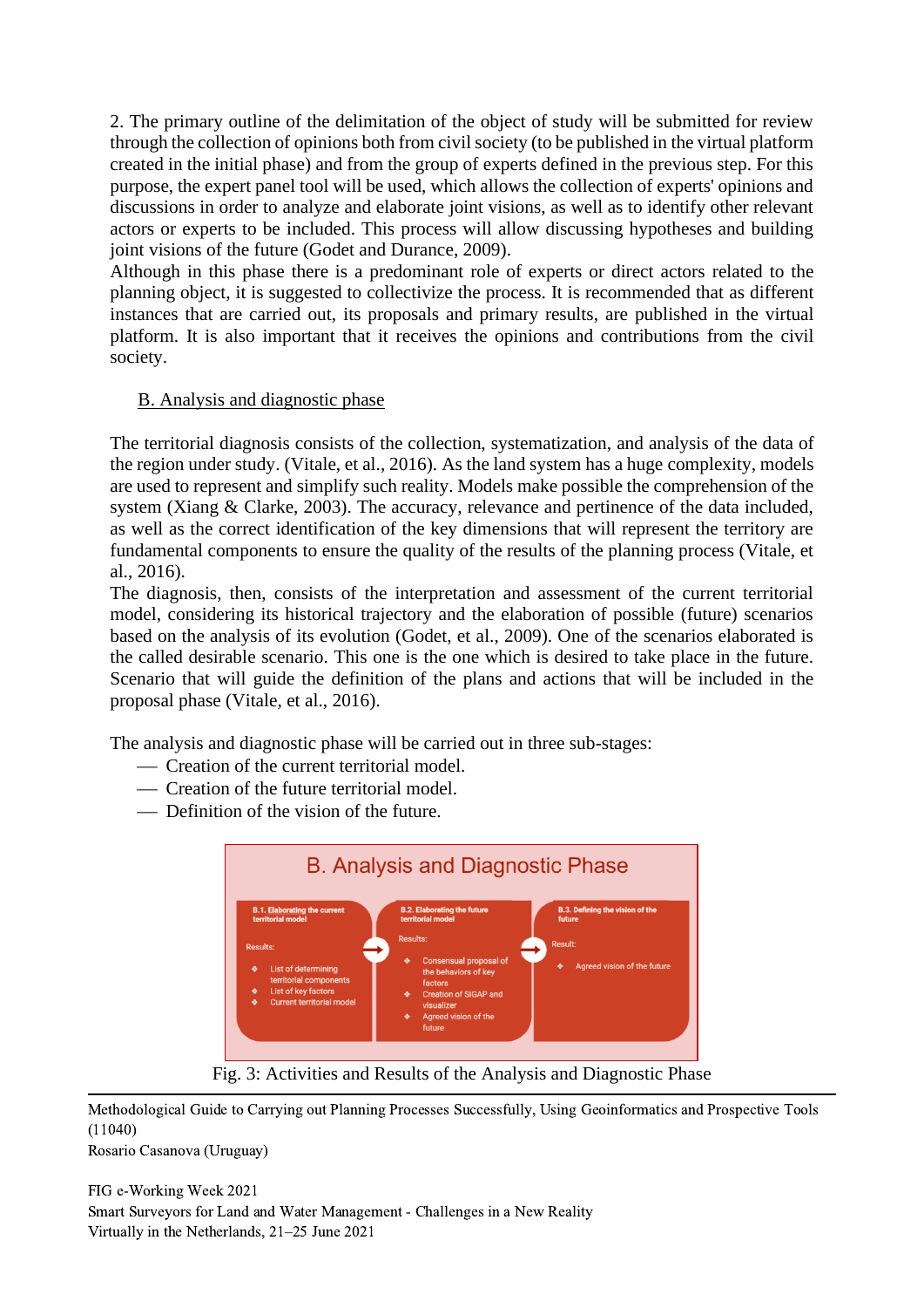2. The primary outline of the delimitation of the object of study will be submitted for review through the collection of opinions both from civil society (to be published in the virtual platform created in the initial phase) and from the group of experts defined in the previous step. For this purpose, the expert panel tool will be used, which allows the collection of experts' opinions and discussions in order to analyze and elaborate joint visions, as well as to identify other relevant actors or experts to be included. This process will allow discussing hypotheses and building joint visions of the future (Godet and Durance, 2009).

Although in this phase there is a predominant role of experts or direct actors related to the planning object, it is suggested to collectivize the process. It is recommended that as different instances that are carried out, its proposals and primary results, are published in the virtual platform. It is also important that it receives the opinions and contributions from the civil society.

## B. Analysis and diagnostic phase

The territorial diagnosis consists of the collection, systematization, and analysis of the data of the region under study. (Vitale, et al., 2016). As the land system has a huge complexity, models are used to represent and simplify such reality. Models make possible the comprehension of the system (Xiang & Clarke, 2003). The accuracy, relevance and pertinence of the data included, as well as the correct identification of the key dimensions that will represent the territory are fundamental components to ensure the quality of the results of the planning process (Vitale, et al., 2016).

The diagnosis, then, consists of the interpretation and assessment of the current territorial model, considering its historical trajectory and the elaboration of possible (future) scenarios based on the analysis of its evolution (Godet, et al., 2009). One of the scenarios elaborated is the called desirable scenario. This one is the one which is desired to take place in the future. Scenario that will guide the definition of the plans and actions that will be included in the proposal phase (Vitale, et al., 2016).

The analysis and diagnostic phase will be carried out in three sub-stages:

- Creation of the current territorial model.
- Creation of the future territorial model.
- Definition of the vision of the future.

B. Analysis and Diagnostic Phase

B.1. Elaborating the current territorial model
Results:
- List of determining territorial components
- List of key factors
- Current territorial model

B.2. Elaborating the future territorial model
Results:
- Consensual proposal of the behaviors of key factors
- Creation of SIGAP and visualizer
- Agreed vision of the future

B.3. Defining the vision of the future
Result:
- Agreed vision of the future

Fig. 3: Activities and Results of the Analysis and Diagnostic Phase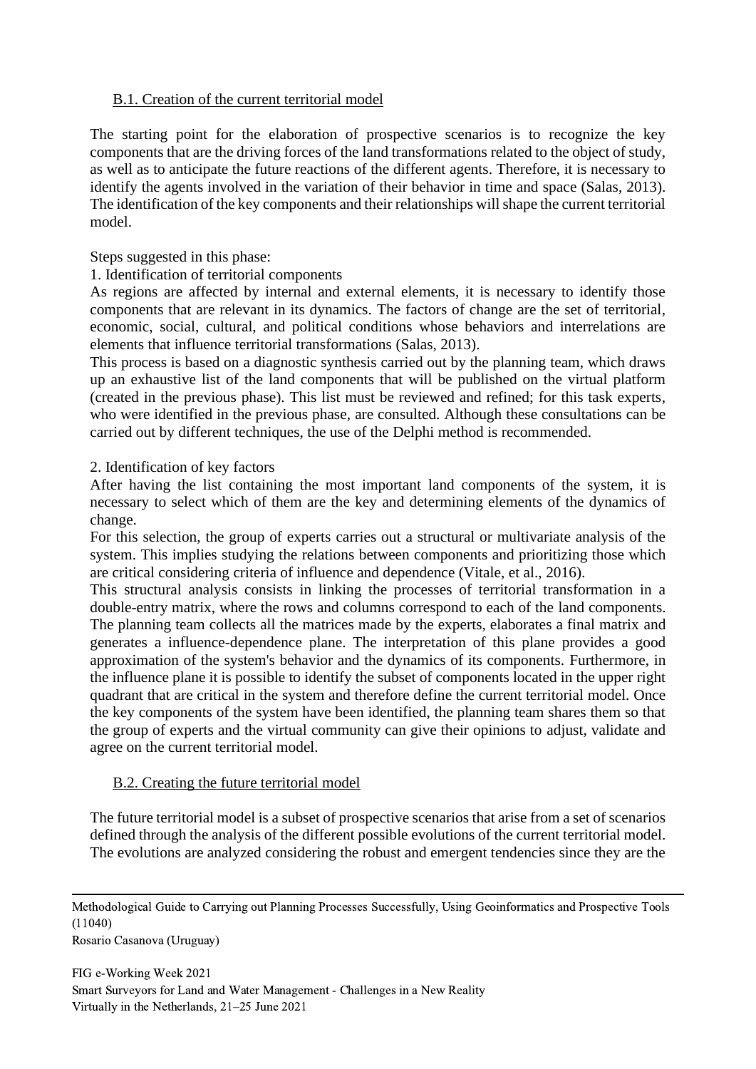### B.1. Creation of the current territorial model

The starting point for the elaboration of prospective scenarios is to recognize the key components that are the driving forces of the land transformations related to the object of study, as well as to anticipate the future reactions of the different agents. Therefore, it is necessary to identify the agents involved in the variation of their behavior in time and space (Salas, 2013). The identification of the key components and their relationships will shape the current territorial model.

Steps suggested in this phase:

1. Identification of territorial components

As regions are affected by internal and external elements, it is necessary to identify those components that are relevant in its dynamics. The factors of change are the set of territorial, economic, social, cultural, and political conditions whose behaviors and interrelations are elements that influence territorial transformations (Salas, 2013).

This process is based on a diagnostic synthesis carried out by the planning team, which draws up an exhaustive list of the land components that will be published on the virtual platform (created in the previous phase). This list must be reviewed and refined; for this task experts, who were identified in the previous phase, are consulted. Although these consultations can be carried out by different techniques, the use of the Delphi method is recommended.

2. Identification of key factors

After having the list containing the most important land components of the system, it is necessary to select which of them are the key and determining elements of the dynamics of change.

For this selection, the group of experts carries out a structural or multivariate analysis of the system. This implies studying the relations between components and prioritizing those which are critical considering criteria of influence and dependence (Vitale, et al., 2016).

This structural analysis consists in linking the processes of territorial transformation in a double-entry matrix, where the rows and columns correspond to each of the land components. The planning team collects all the matrices made by the experts, elaborates a final matrix and generates a influence-dependence plane. The interpretation of this plane provides a good approximation of the system's behavior and the dynamics of its components. Furthermore, in the influence plane it is possible to identify the subset of components located in the upper right quadrant that are critical in the system and therefore define the current territorial model. Once the key components of the system have been identified, the planning team shares them so that the group of experts and the virtual community can give their opinions to adjust, validate and agree on the current territorial model.

### B.2. Creating the future territorial model

The future territorial model is a subset of prospective scenarios that arise from a set of scenarios defined through the analysis of the different possible evolutions of the current territorial model. The evolutions are analyzed considering the robust and emergent tendencies since they are the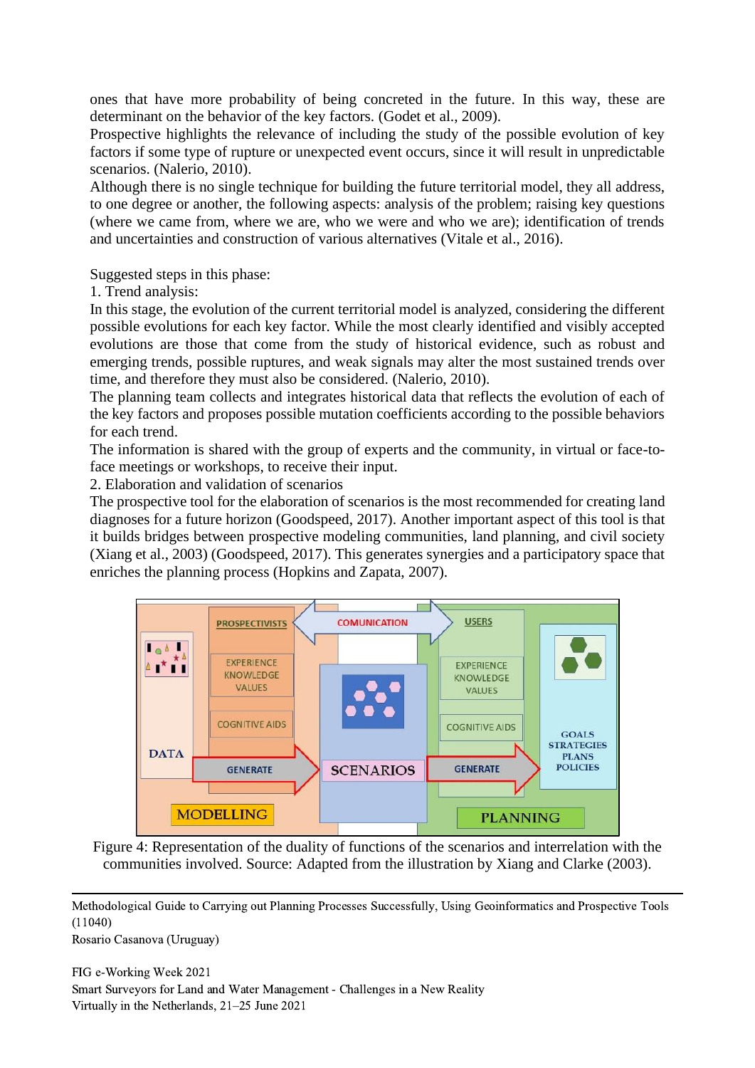ones that have more probability of being concreted in the future. In this way, these are determinant on the behavior of the key factors. (Godet et al., 2009).

Prospective highlights the relevance of including the study of the possible evolution of key factors if some type of rupture or unexpected event occurs, since it will result in unpredictable scenarios. (Nalerio, 2010).

Although there is no single technique for building the future territorial model, they all address, to one degree or another, the following aspects: analysis of the problem; raising key questions (where we came from, where we are, who we were and who we are); identification of trends and uncertainties and construction of various alternatives (Vitale et al., 2016).

Suggested steps in this phase:

1. Trend analysis:

In this stage, the evolution of the current territorial model is analyzed, considering the different possible evolutions for each key factor. While the most clearly identified and visibly accepted evolutions are those that come from the study of historical evidence, such as robust and emerging trends, possible ruptures, and weak signals may alter the most sustained trends over time, and therefore they must also be considered. (Nalerio, 2010).

The planning team collects and integrates historical data that reflects the evolution of each of the key factors and proposes possible mutation coefficients according to the possible behaviors for each trend.

The information is shared with the group of experts and the community, in virtual or face-to-face meetings or workshops, to receive their input.

2. Elaboration and validation of scenarios

The prospective tool for the elaboration of scenarios is the most recommended for creating land diagnoses for a future horizon (Goodspeed, 2017). Another important aspect of this tool is that it builds bridges between prospective modeling communities, land planning, and civil society (Xiang et al., 2003) (Goodspeed, 2017). This generates synergies and a participatory space that enriches the planning process (Hopkins and Zapata, 2007).

Figure 4: Representation of the duality of functions of the scenarios and interrelation with the communities involved. Source: Adapted from the illustration by Xiang and Clarke (2003).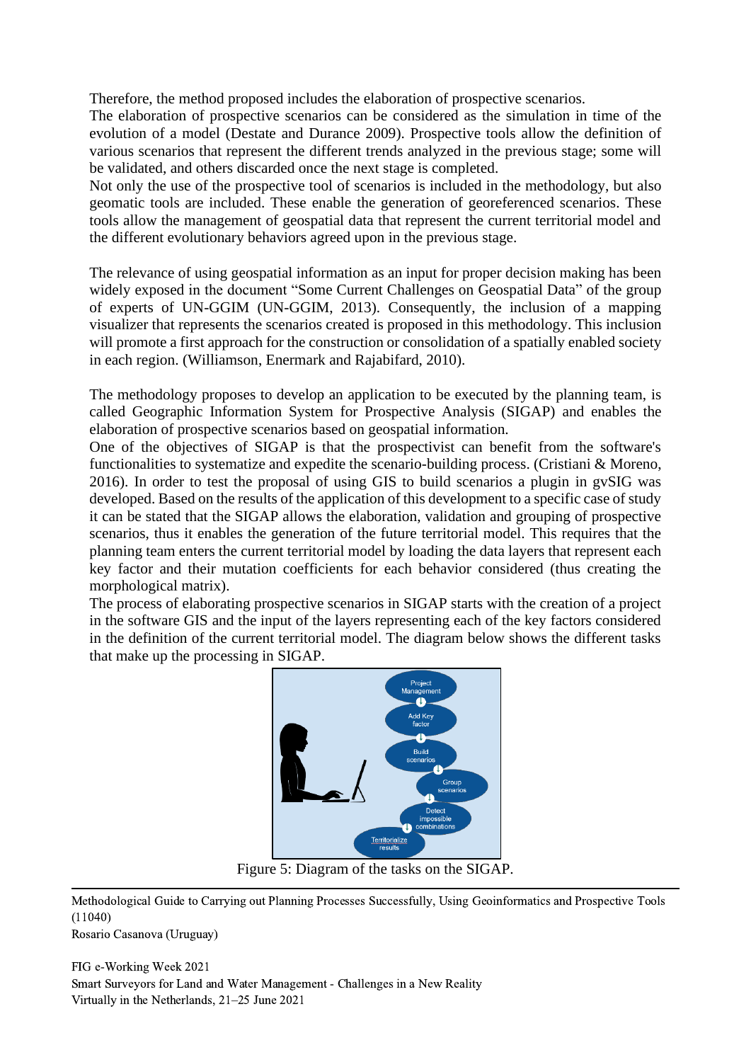Therefore, the method proposed includes the elaboration of prospective scenarios.
The elaboration of prospective scenarios can be considered as the simulation in time of the evolution of a model (Destate and Durance 2009). Prospective tools allow the definition of various scenarios that represent the different trends analyzed in the previous stage; some will be validated, and others discarded once the next stage is completed.
Not only the use of the prospective tool of scenarios is included in the methodology, but also geomatic tools are included. These enable the generation of georeferenced scenarios. These tools allow the management of geospatial data that represent the current territorial model and the different evolutionary behaviors agreed upon in the previous stage.

The relevance of using geospatial information as an input for proper decision making has been widely exposed in the document "Some Current Challenges on Geospatial Data" of the group of experts of UN-GGIM (UN-GGIM, 2013). Consequently, the inclusion of a mapping visualizer that represents the scenarios created is proposed in this methodology. This inclusion will promote a first approach for the construction or consolidation of a spatially enabled society in each region. (Williamson, Enermark and Rajabifard, 2010).

The methodology proposes to develop an application to be executed by the planning team, is called Geographic Information System for Prospective Analysis (SIGAP) and enables the elaboration of prospective scenarios based on geospatial information.
One of the objectives of SIGAP is that the prospectivist can benefit from the software's functionalities to systematize and expedite the scenario-building process. (Cristiani & Moreno, 2016). In order to test the proposal of using GIS to build scenarios a plugin in gvSIG was developed. Based on the results of the application of this development to a specific case of study it can be stated that the SIGAP allows the elaboration, validation and grouping of prospective scenarios, thus it enables the generation of the future territorial model. This requires that the planning team enters the current territorial model by loading the data layers that represent each key factor and their mutation coefficients for each behavior considered (thus creating the morphological matrix).
The process of elaborating prospective scenarios in SIGAP starts with the creation of a project in the software GIS and the input of the layers representing each of the key factors considered in the definition of the current territorial model. The diagram below shows the different tasks that make up the processing in SIGAP.

Figure 5: Diagram of the tasks on the SIGAP.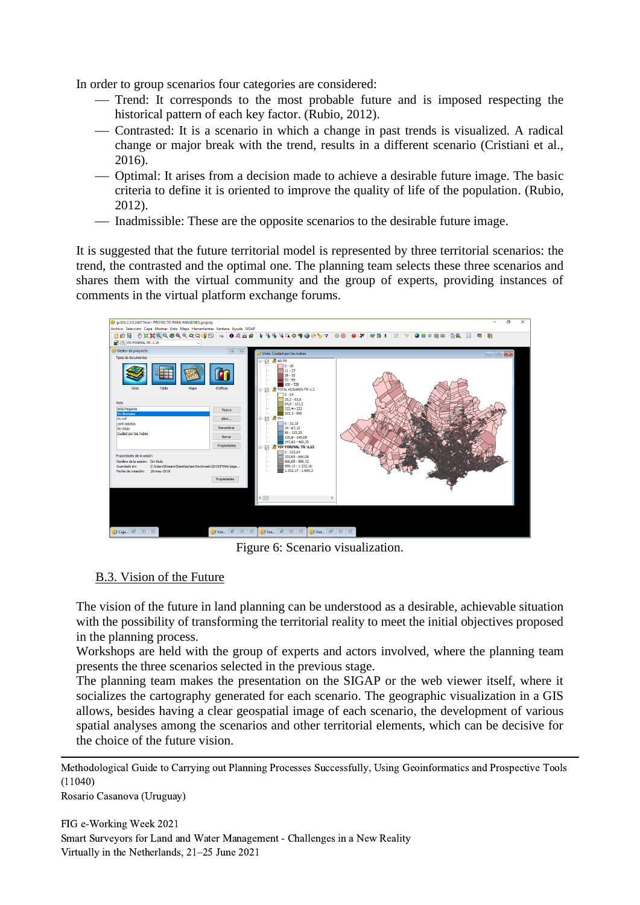In order to group scenarios four categories are considered:

- Trend: It corresponds to the most probable future and is imposed respecting the historical pattern of each key factor. (Rubio, 2012).
- Contrasted: It is a scenario in which a change in past trends is visualized. A radical change or major break with the trend, results in a different scenario (Cristiani et al., 2016).
- Optimal: It arises from a decision made to achieve a desirable future image. The basic criteria to define it is oriented to improve the quality of life of the population. (Rubio, 2012).
- Inadmissible: These are the opposite scenarios to the desirable future image.

It is suggested that the future territorial model is represented by three territorial scenarios: the trend, the contrasted and the optimal one. The planning team selects these three scenarios and shares them with the virtual community and the group of experts, providing instances of comments in the virtual platform exchange forums.

Figure 6: Scenario visualization.

### B.3. Vision of the Future

The vision of the future in land planning can be understood as a desirable, achievable situation with the possibility of transforming the territorial reality to meet the initial objectives proposed in the planning process.

Workshops are held with the group of experts and actors involved, where the planning team presents the three scenarios selected in the previous stage.

The planning team makes the presentation on the SIGAP or the web viewer itself, where it socializes the cartography generated for each scenario. The geographic visualization in a GIS allows, besides having a clear geospatial image of each scenario, the development of various spatial analyses among the scenarios and other territorial elements, which can be decisive for the choice of the future vision.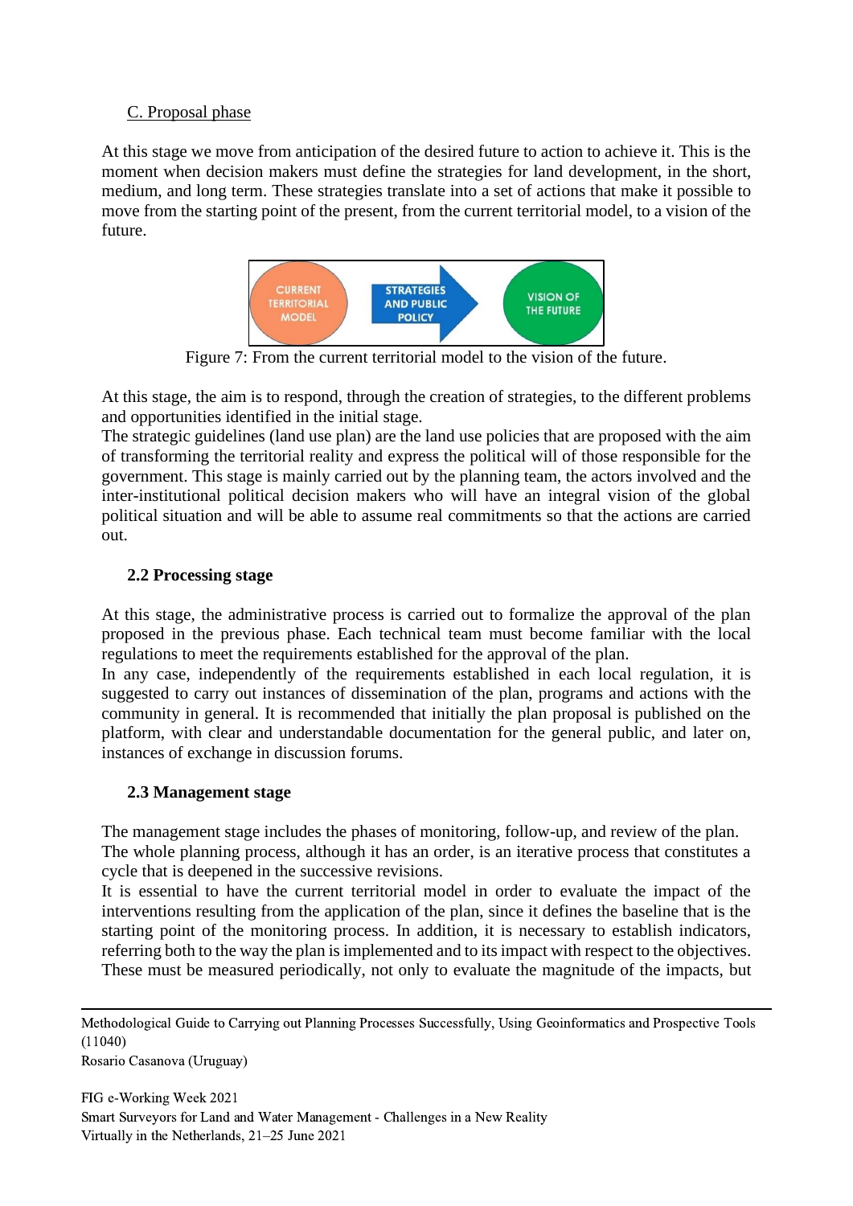C. Proposal phase

At this stage we move from anticipation of the desired future to action to achieve it. This is the moment when decision makers must define the strategies for land development, in the short, medium, and long term. These strategies translate into a set of actions that make it possible to move from the starting point of the present, from the current territorial model, to a vision of the future.

CURRENT TERRITORIAL MODEL → STRATEGIES AND PUBLIC POLICY → VISION OF THE FUTURE

Figure 7: From the current territorial model to the vision of the future.

At this stage, the aim is to respond, through the creation of strategies, to the different problems and opportunities identified in the initial stage.
The strategic guidelines (land use plan) are the land use policies that are proposed with the aim of transforming the territorial reality and express the political will of those responsible for the government. This stage is mainly carried out by the planning team, the actors involved and the inter-institutional political decision makers who will have an integral vision of the global political situation and will be able to assume real commitments so that the actions are carried out.

### 2.2 Processing stage

At this stage, the administrative process is carried out to formalize the approval of the plan proposed in the previous phase. Each technical team must become familiar with the local regulations to meet the requirements established for the approval of the plan.
In any case, independently of the requirements established in each local regulation, it is suggested to carry out instances of dissemination of the plan, programs and actions with the community in general. It is recommended that initially the plan proposal is published on the platform, with clear and understandable documentation for the general public, and later on, instances of exchange in discussion forums.

### 2.3 Management stage

The management stage includes the phases of monitoring, follow-up, and review of the plan.
The whole planning process, although it has an order, is an iterative process that constitutes a cycle that is deepened in the successive revisions.
It is essential to have the current territorial model in order to evaluate the impact of the interventions resulting from the application of the plan, since it defines the baseline that is the starting point of the monitoring process. In addition, it is necessary to establish indicators, referring both to the way the plan is implemented and to its impact with respect to the objectives. These must be measured periodically, not only to evaluate the magnitude of the impacts, but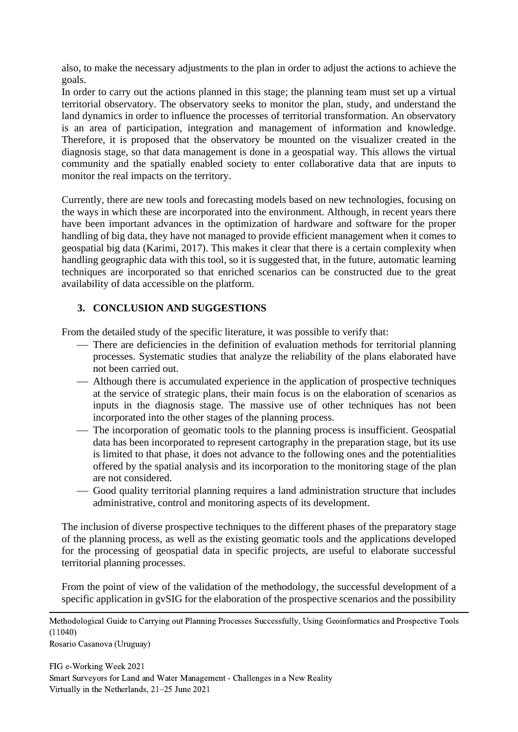also, to make the necessary adjustments to the plan in order to adjust the actions to achieve the goals.

In order to carry out the actions planned in this stage; the planning team must set up a virtual territorial observatory. The observatory seeks to monitor the plan, study, and understand the land dynamics in order to influence the processes of territorial transformation. An observatory is an area of participation, integration and management of information and knowledge. Therefore, it is proposed that the observatory be mounted on the visualizer created in the diagnosis stage, so that data management is done in a geospatial way. This allows the virtual community and the spatially enabled society to enter collaborative data that are inputs to monitor the real impacts on the territory.

Currently, there are new tools and forecasting models based on new technologies, focusing on the ways in which these are incorporated into the environment. Although, in recent years there have been important advances in the optimization of hardware and software for the proper handling of big data, they have not managed to provide efficient management when it comes to geospatial big data (Karimi, 2017). This makes it clear that there is a certain complexity when handling geographic data with this tool, so it is suggested that, in the future, automatic learning techniques are incorporated so that enriched scenarios can be constructed due to the great availability of data accessible on the platform.

## 3. CONCLUSION AND SUGGESTIONS

From the detailed study of the specific literature, it was possible to verify that:

- There are deficiencies in the definition of evaluation methods for territorial planning processes. Systematic studies that analyze the reliability of the plans elaborated have not been carried out.
- Although there is accumulated experience in the application of prospective techniques at the service of strategic plans, their main focus is on the elaboration of scenarios as inputs in the diagnosis stage. The massive use of other techniques has not been incorporated into the other stages of the planning process.
- The incorporation of geomatic tools to the planning process is insufficient. Geospatial data has been incorporated to represent cartography in the preparation stage, but its use is limited to that phase, it does not advance to the following ones and the potentialities offered by the spatial analysis and its incorporation to the monitoring stage of the plan are not considered.
- Good quality territorial planning requires a land administration structure that includes administrative, control and monitoring aspects of its development.

The inclusion of diverse prospective techniques to the different phases of the preparatory stage of the planning process, as well as the existing geomatic tools and the applications developed for the processing of geospatial data in specific projects, are useful to elaborate successful territorial planning processes.

From the point of view of the validation of the methodology, the successful development of a specific application in gvSIG for the elaboration of the prospective scenarios and the possibility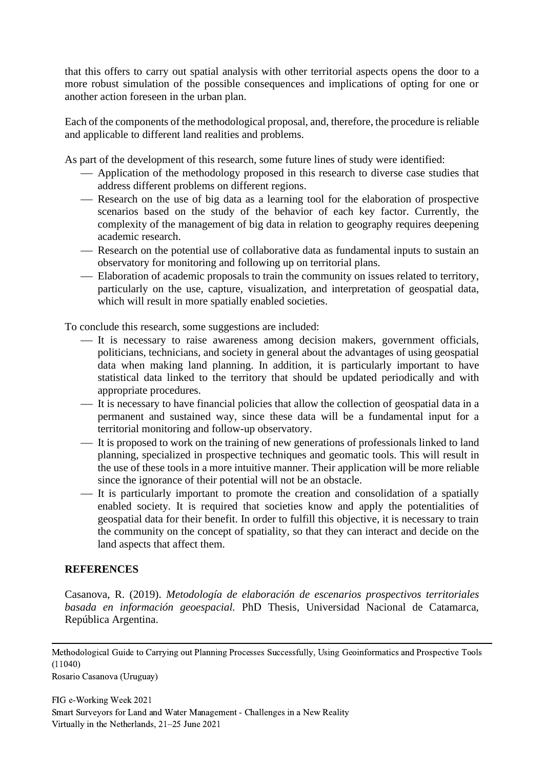that this offers to carry out spatial analysis with other territorial aspects opens the door to a more robust simulation of the possible consequences and implications of opting for one or another action foreseen in the urban plan.

Each of the components of the methodological proposal, and, therefore, the procedure is reliable and applicable to different land realities and problems.

As part of the development of this research, some future lines of study were identified:

- Application of the methodology proposed in this research to diverse case studies that address different problems on different regions.
- Research on the use of big data as a learning tool for the elaboration of prospective scenarios based on the study of the behavior of each key factor. Currently, the complexity of the management of big data in relation to geography requires deepening academic research.
- Research on the potential use of collaborative data as fundamental inputs to sustain an observatory for monitoring and following up on territorial plans.
- Elaboration of academic proposals to train the community on issues related to territory, particularly on the use, capture, visualization, and interpretation of geospatial data, which will result in more spatially enabled societies.

To conclude this research, some suggestions are included:

- It is necessary to raise awareness among decision makers, government officials, politicians, technicians, and society in general about the advantages of using geospatial data when making land planning. In addition, it is particularly important to have statistical data linked to the territory that should be updated periodically and with appropriate procedures.
- It is necessary to have financial policies that allow the collection of geospatial data in a permanent and sustained way, since these data will be a fundamental input for a territorial monitoring and follow-up observatory.
- It is proposed to work on the training of new generations of professionals linked to land planning, specialized in prospective techniques and geomatic tools. This will result in the use of these tools in a more intuitive manner. Their application will be more reliable since the ignorance of their potential will not be an obstacle.
- It is particularly important to promote the creation and consolidation of a spatially enabled society. It is required that societies know and apply the potentialities of geospatial data for their benefit. In order to fulfill this objective, it is necessary to train the community on the concept of spatiality, so that they can interact and decide on the land aspects that affect them.

## REFERENCES

Casanova, R. (2019). *Metodología de elaboración de escenarios prospectivos territoriales basada en información geoespacial*. PhD Thesis, Universidad Nacional de Catamarca, República Argentina.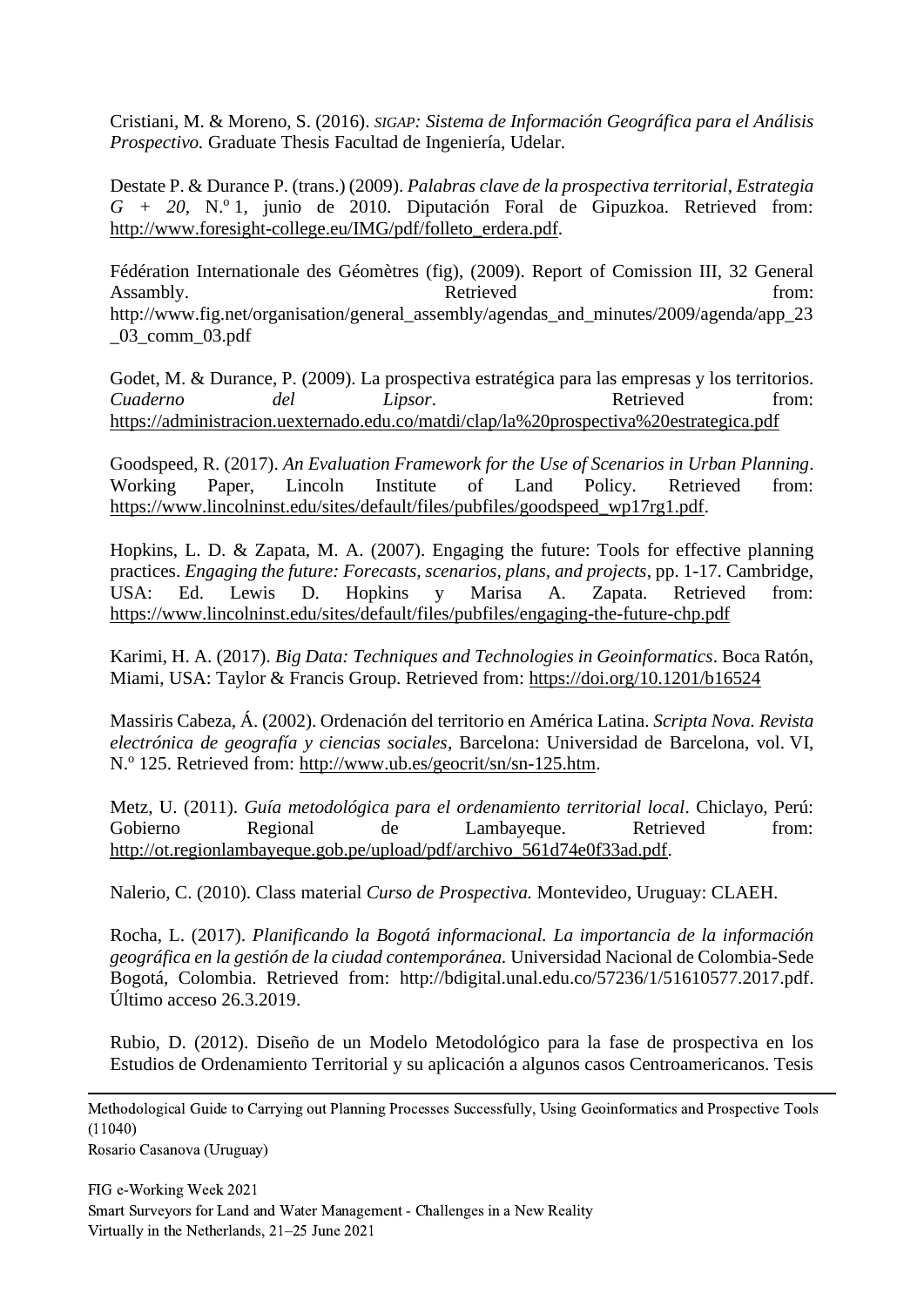Cristiani, M. & Moreno, S. (2016). *SIGAP: Sistema de Información Geográfica para el Análisis Prospectivo.* Graduate Thesis Facultad de Ingeniería, Udelar.

Destate P. & Durance P. (trans.) (2009). *Palabras clave de la prospectiva territorial*, *Estrategia G + 20*, N.º 1, junio de 2010. Diputación Foral de Gipuzkoa. Retrieved from: http://www.foresight-college.eu/IMG/pdf/folleto_erdera.pdf.

Fédération Internationale des Géomètres (fig), (2009). Report of Comission III, 32 General Assambly. Retrieved from: http://www.fig.net/organisation/general_assembly/agendas_and_minutes/2009/agenda/app_23_03_comm_03.pdf

Godet, M. & Durance, P. (2009). La prospectiva estratégica para las empresas y los territorios. *Cuaderno del Lipsor*. Retrieved from: https://administracion.uexternado.edu.co/matdi/clap/la%20prospectiva%20estrategica.pdf

Goodspeed, R. (2017). *An Evaluation Framework for the Use of Scenarios in Urban Planning*. Working Paper, Lincoln Institute of Land Policy. Retrieved from: https://www.lincolninst.edu/sites/default/files/pubfiles/goodspeed_wp17rg1.pdf.

Hopkins, L. D. & Zapata, M. A. (2007). Engaging the future: Tools for effective planning practices. *Engaging the future: Forecasts, scenarios, plans, and projects*, pp. 1-17. Cambridge, USA: Ed. Lewis D. Hopkins y Marisa A. Zapata. Retrieved from: https://www.lincolninst.edu/sites/default/files/pubfiles/engaging-the-future-chp.pdf

Karimi, H. A. (2017). *Big Data: Techniques and Technologies in Geoinformatics*. Boca Ratón, Miami, USA: Taylor & Francis Group. Retrieved from: https://doi.org/10.1201/b16524

Massiris Cabeza, Á. (2002). Ordenación del territorio en América Latina. *Scripta Nova. Revista electrónica de geografía y ciencias sociales*, Barcelona: Universidad de Barcelona, vol. VI, N.º 125. Retrieved from: http://www.ub.es/geocrit/sn/sn-125.htm.

Metz, U. (2011). *Guía metodológica para el ordenamiento territorial local*. Chiclayo, Perú: Gobierno Regional de Lambayeque. Retrieved from: http://ot.regionlambayeque.gob.pe/upload/pdf/archivo_561d74e0f33ad.pdf.

Nalerio, C. (2010). Class material *Curso de Prospectiva.* Montevideo, Uruguay: CLAEH.

Rocha, L. (2017). *Planificando la Bogotá informacional. La importancia de la información geográfica en la gestión de la ciudad contemporánea.* Universidad Nacional de Colombia-Sede Bogotá, Colombia. Retrieved from: http://bdigital.unal.edu.co/57236/1/51610577.2017.pdf. Último acceso 26.3.2019.

Rubio, D. (2012). Diseño de un Modelo Metodológico para la fase de prospectiva en los Estudios de Ordenamiento Territorial y su aplicación a algunos casos Centroamericanos. Tesis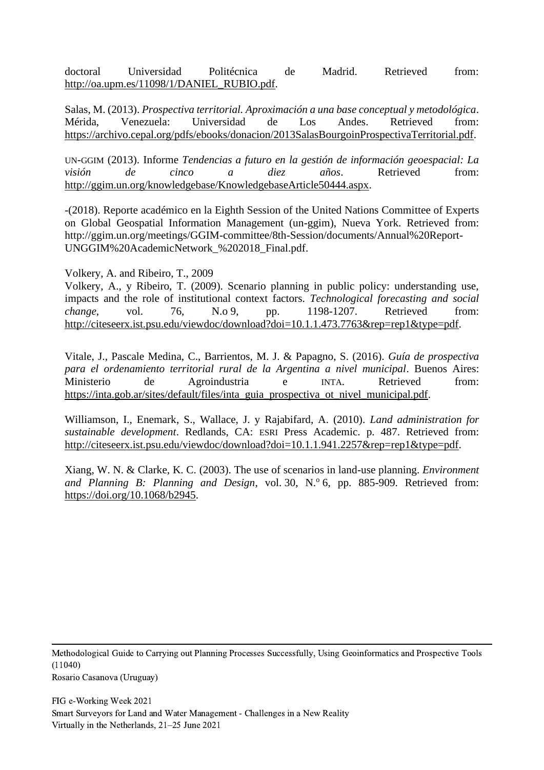doctoral Universidad Politécnica de Madrid. Retrieved from: http://oa.upm.es/11098/1/DANIEL_RUBIO.pdf.

Salas, M. (2013). *Prospectiva territorial. Aproximación a una base conceptual y metodológica*. Mérida, Venezuela: Universidad de Los Andes. Retrieved from: https://archivo.cepal.org/pdfs/ebooks/donacion/2013SalasBourgoinProspectivaTerritorial.pdf.

UN-GGIM (2013). Informe *Tendencias a futuro en la gestión de información geoespacial: La visión de cinco a diez años*. Retrieved from: http://ggim.un.org/knowledgebase/KnowledgebaseArticle50444.aspx.

-(2018). Reporte académico en la Eighth Session of the United Nations Committee of Experts on Global Geospatial Information Management (un-ggim), Nueva York. Retrieved from: http://ggim.un.org/meetings/GGIM-committee/8th-Session/documents/Annual%20Report-UNGGIM%20AcademicNetwork_%202018_Final.pdf.

Volkery, A. and Ribeiro, T., 2009
Volkery, A., y Ribeiro, T. (2009). Scenario planning in public policy: understanding use, impacts and the role of institutional context factors. *Technological forecasting and social change*, vol. 76, N.o 9, pp. 1198-1207. Retrieved from: http://citeseerx.ist.psu.edu/viewdoc/download?doi=10.1.1.473.7763&rep=rep1&type=pdf.

Vitale, J., Pascale Medina, C., Barrientos, M. J. & Papagno, S. (2016). *Guía de prospectiva para el ordenamiento territorial rural de la Argentina a nivel municipal*. Buenos Aires: Ministerio de Agroindustria e INTA. Retrieved from: https://inta.gob.ar/sites/default/files/inta_guia_prospectiva_ot_nivel_municipal.pdf.

Williamson, I., Enemark, S., Wallace, J. y Rajabifard, A. (2010). *Land administration for sustainable development*. Redlands, CA: ESRI Press Academic. p. 487. Retrieved from: http://citeseerx.ist.psu.edu/viewdoc/download?doi=10.1.1.941.2257&rep=rep1&type=pdf.

Xiang, W. N. & Clarke, K. C. (2003). The use of scenarios in land-use planning. *Environment and Planning B: Planning and Design*, vol. 30, N.º 6, pp. 885-909. Retrieved from: https://doi.org/10.1068/b2945.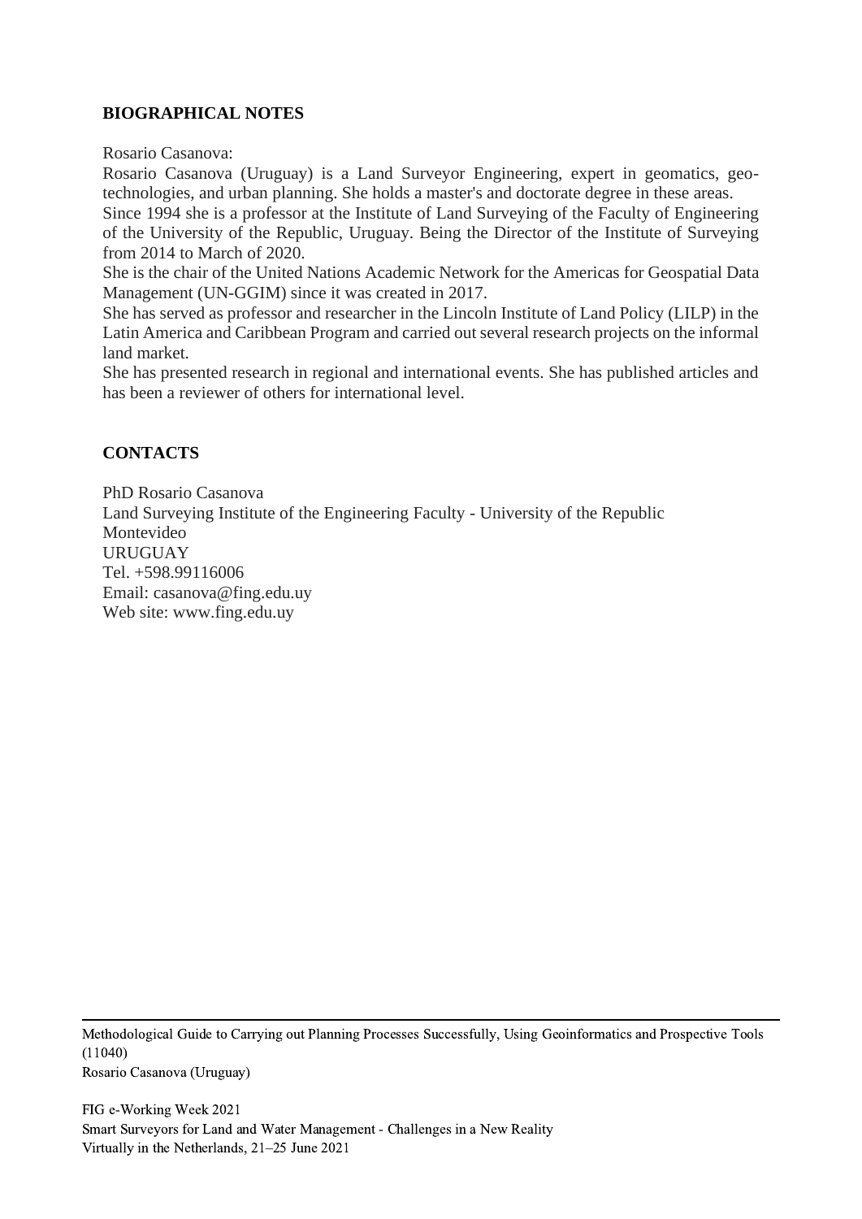## BIOGRAPHICAL NOTES

Rosario Casanova:

Rosario Casanova (Uruguay) is a Land Surveyor Engineering, expert in geomatics, geo-technologies, and urban planning. She holds a master's and doctorate degree in these areas.

Since 1994 she is a professor at the Institute of Land Surveying of the Faculty of Engineering of the University of the Republic, Uruguay. Being the Director of the Institute of Surveying from 2014 to March of 2020.

She is the chair of the United Nations Academic Network for the Americas for Geospatial Data Management (UN-GGIM) since it was created in 2017.

She has served as professor and researcher in the Lincoln Institute of Land Policy (LILP) in the Latin America and Caribbean Program and carried out several research projects on the informal land market.

She has presented research in regional and international events. She has published articles and has been a reviewer of others for international level.

## CONTACTS

PhD Rosario Casanova
Land Surveying Institute of the Engineering Faculty - University of the Republic
Montevideo
URUGUAY
Tel. +598.99116006
Email: casanova@fing.edu.uy
Web site: www.fing.edu.uy